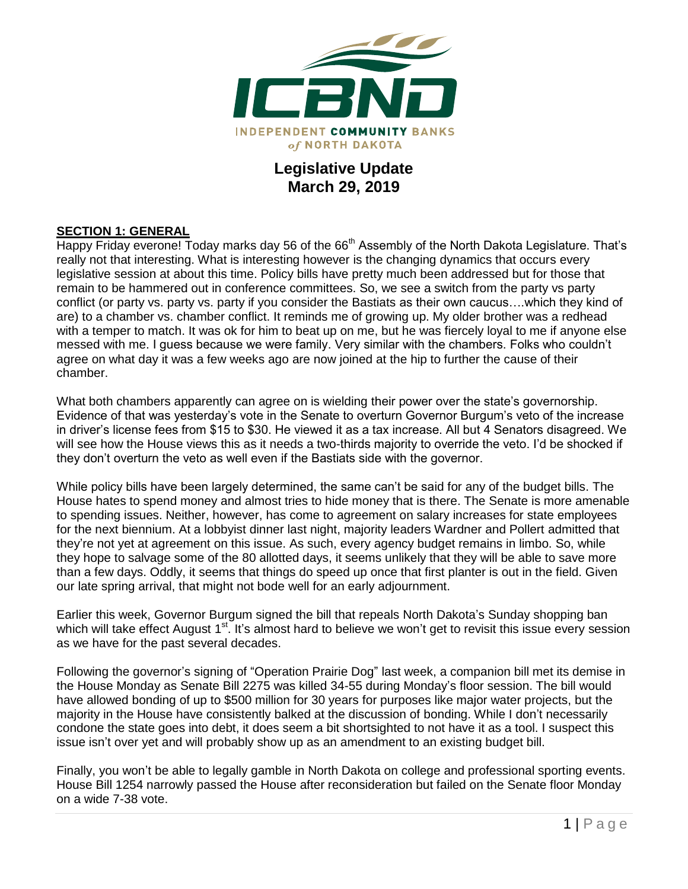# Legislative Update
## March 29, 2019

**SECTION 1: GENERAL**

Happy Friday everone! Today marks day 56 of the 66th Assembly of the North Dakota Legislature. That's really not that interesting. What is interesting however is the changing dynamics that occurs every legislative session at about this time. Policy bills have pretty much been addressed but for those that remain to be hammered out in conference committees. So, we see a switch from the party vs party conflict (or party vs. party vs. party if you consider the Bastiats as their own caucus….which they kind of are) to a chamber vs. chamber conflict. It reminds me of growing up. My older brother was a redhead with a temper to match. It was ok for him to beat up on me, but he was fiercely loyal to me if anyone else messed with me. I guess because we were family. Very similar with the chambers. Folks who couldn't agree on what day it was a few weeks ago are now joined at the hip to further the cause of their chamber.

What both chambers apparently can agree on is wielding their power over the state's governorship. Evidence of that was yesterday's vote in the Senate to overturn Governor Burgum's veto of the increase in driver's license fees from $15 to $30. He viewed it as a tax increase. All but 4 Senators disagreed. We will see how the House views this as it needs a two-thirds majority to override the veto. I'd be shocked if they don't overturn the veto as well even if the Bastiats side with the governor.

While policy bills have been largely determined, the same can't be said for any of the budget bills. The House hates to spend money and almost tries to hide money that is there. The Senate is more amenable to spending issues. Neither, however, has come to agreement on salary increases for state employees for the next biennium. At a lobbyist dinner last night, majority leaders Wardner and Pollert admitted that they're not yet at agreement on this issue. As such, every agency budget remains in limbo. So, while they hope to salvage some of the 80 allotted days, it seems unlikely that they will be able to save more than a few days. Oddly, it seems that things do speed up once that first planter is out in the field. Given our late spring arrival, that might not bode well for an early adjournment.

Earlier this week, Governor Burgum signed the bill that repeals North Dakota's Sunday shopping ban which will take effect August 1st. It's almost hard to believe we won't get to revisit this issue every session as we have for the past several decades.

Following the governor's signing of "Operation Prairie Dog" last week, a companion bill met its demise in the House Monday as Senate Bill 2275 was killed 34-55 during Monday's floor session. The bill would have allowed bonding of up to $500 million for 30 years for purposes like major water projects, but the majority in the House have consistently balked at the discussion of bonding. While I don't necessarily condone the state goes into debt, it does seem a bit shortsighted to not have it as a tool. I suspect this issue isn't over yet and will probably show up as an amendment to an existing budget bill.

Finally, you won't be able to legally gamble in North Dakota on college and professional sporting events. House Bill 1254 narrowly passed the House after reconsideration but failed on the Senate floor Monday on a wide 7-38 vote.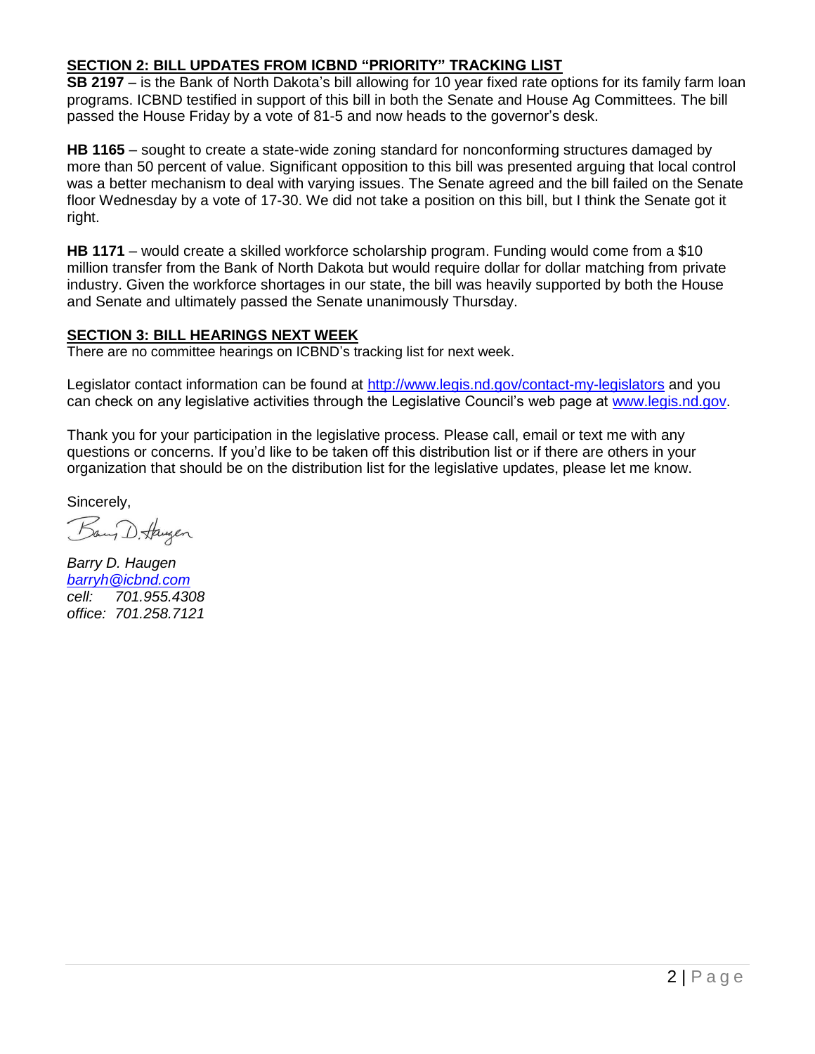## SECTION 2: BILL UPDATES FROM ICBND "PRIORITY" TRACKING LIST

**SB 2197** – is the Bank of North Dakota's bill allowing for 10 year fixed rate options for its family farm loan programs. ICBND testified in support of this bill in both the Senate and House Ag Committees. The bill passed the House Friday by a vote of 81-5 and now heads to the governor's desk.

**HB 1165** – sought to create a state-wide zoning standard for nonconforming structures damaged by more than 50 percent of value. Significant opposition to this bill was presented arguing that local control was a better mechanism to deal with varying issues. The Senate agreed and the bill failed on the Senate floor Wednesday by a vote of 17-30. We did not take a position on this bill, but I think the Senate got it right.

**HB 1171** – would create a skilled workforce scholarship program. Funding would come from a $10 million transfer from the Bank of North Dakota but would require dollar for dollar matching from private industry. Given the workforce shortages in our state, the bill was heavily supported by both the House and Senate and ultimately passed the Senate unanimously Thursday.

## SECTION 3: BILL HEARINGS NEXT WEEK

There are no committee hearings on ICBND's tracking list for next week.

Legislator contact information can be found at [http://www.legis.nd.gov/contact-my-legislators](http://www.legis.nd.gov/contact-my-legislators) and you can check on any legislative activities through the Legislative Council's web page at [www.legis.nd.gov](http://www.legis.nd.gov).

Thank you for your participation in the legislative process. Please call, email or text me with any questions or concerns. If you'd like to be taken off this distribution list or if there are others in your organization that should be on the distribution list for the legislative updates, please let me know.

Sincerely,

Barry D. Haugen

*Barry D. Haugen*
*[barryh@icbnd.com](mailto:barryh@icbnd.com)*
*cell: 701.955.4308*
*office: 701.258.7121*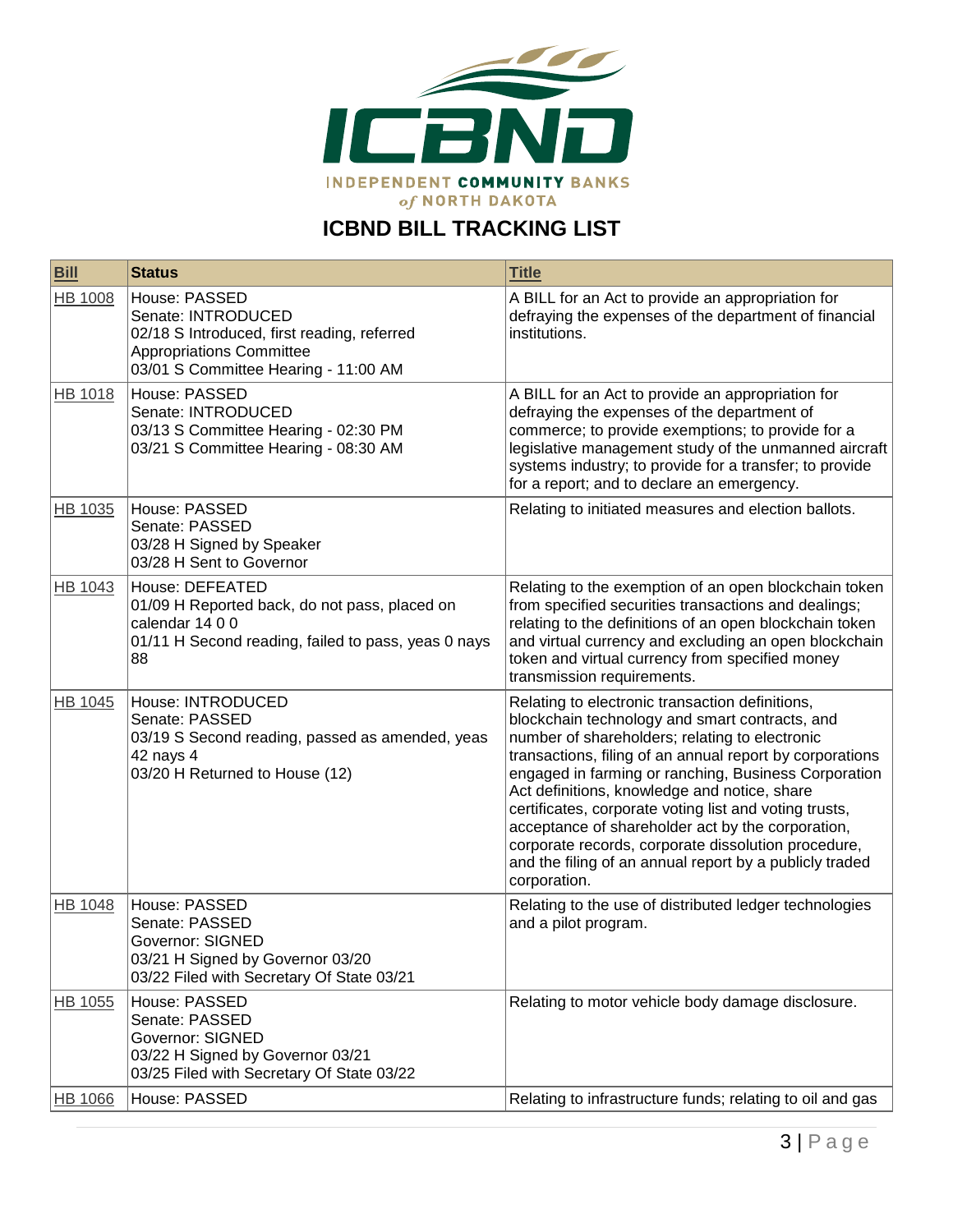INDEPENDENT COMMUNITY BANKS of NORTH DAKOTA

## ICBND BILL TRACKING LIST

| Bill | Status | Title |
|---|---|---|
| HB 1008 | House: PASSED<br>Senate: INTRODUCED<br>02/18 S Introduced, first reading, referred Appropriations Committee<br>03/01 S Committee Hearing - 11:00 AM | A BILL for an Act to provide an appropriation for defraying the expenses of the department of financial institutions. |
| HB 1018 | House: PASSED<br>Senate: INTRODUCED<br>03/13 S Committee Hearing - 02:30 PM<br>03/21 S Committee Hearing - 08:30 AM | A BILL for an Act to provide an appropriation for defraying the expenses of the department of commerce; to provide exemptions; to provide for a legislative management study of the unmanned aircraft systems industry; to provide for a transfer; to provide for a report; and to declare an emergency. |
| HB 1035 | House: PASSED<br>Senate: PASSED<br>03/28 H Signed by Speaker<br>03/28 H Sent to Governor | Relating to initiated measures and election ballots. |
| HB 1043 | House: DEFEATED<br>01/09 H Reported back, do not pass, placed on calendar 14 0 0<br>01/11 H Second reading, failed to pass, yeas 0 nays 88 | Relating to the exemption of an open blockchain token from specified securities transactions and dealings; relating to the definitions of an open blockchain token and virtual currency and excluding an open blockchain token and virtual currency from specified money transmission requirements. |
| HB 1045 | House: INTRODUCED<br>Senate: PASSED<br>03/19 S Second reading, passed as amended, yeas 42 nays 4<br>03/20 H Returned to House (12) | Relating to electronic transaction definitions, blockchain technology and smart contracts, and number of shareholders; relating to electronic transactions, filing of an annual report by corporations engaged in farming or ranching, Business Corporation Act definitions, knowledge and notice, share certificates, corporate voting list and voting trusts, acceptance of shareholder act by the corporation, corporate records, corporate dissolution procedure, and the filing of an annual report by a publicly traded corporation. |
| HB 1048 | House: PASSED<br>Senate: PASSED<br>Governor: SIGNED<br>03/21 H Signed by Governor 03/20<br>03/22 Filed with Secretary Of State 03/21 | Relating to the use of distributed ledger technologies and a pilot program. |
| HB 1055 | House: PASSED<br>Senate: PASSED<br>Governor: SIGNED<br>03/22 H Signed by Governor 03/21<br>03/25 Filed with Secretary Of State 03/22 | Relating to motor vehicle body damage disclosure. |
| HB 1066 | House: PASSED | Relating to infrastructure funds; relating to oil and gas |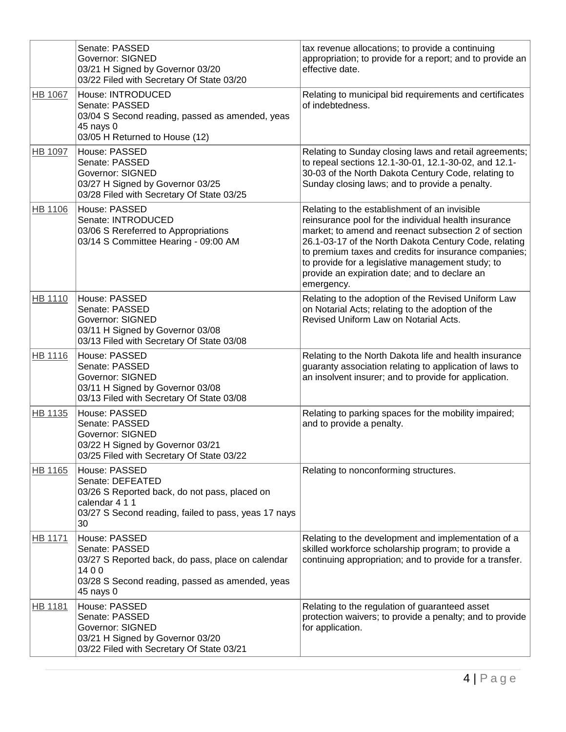| | | |
|---|---|---|
| | Senate: PASSED<br>Governor: SIGNED<br>03/21 H Signed by Governor 03/20<br>03/22 Filed with Secretary Of State 03/20 | tax revenue allocations; to provide a continuing appropriation; to provide for a report; and to provide an effective date. |
| HB 1067 | House: INTRODUCED<br>Senate: PASSED<br>03/04 S Second reading, passed as amended, yeas 45 nays 0<br>03/05 H Returned to House (12) | Relating to municipal bid requirements and certificates of indebtedness. |
| HB 1097 | House: PASSED<br>Senate: PASSED<br>Governor: SIGNED<br>03/27 H Signed by Governor 03/25<br>03/28 Filed with Secretary Of State 03/25 | Relating to Sunday closing laws and retail agreements; to repeal sections 12.1-30-01, 12.1-30-02, and 12.1-30-03 of the North Dakota Century Code, relating to Sunday closing laws; and to provide a penalty. |
| HB 1106 | House: PASSED<br>Senate: INTRODUCED<br>03/06 S Rereferred to Appropriations<br>03/14 S Committee Hearing - 09:00 AM | Relating to the establishment of an invisible reinsurance pool for the individual health insurance market; to amend and reenact subsection 2 of section 26.1-03-17 of the North Dakota Century Code, relating to premium taxes and credits for insurance companies; to provide for a legislative management study; to provide an expiration date; and to declare an emergency. |
| HB 1110 | House: PASSED<br>Senate: PASSED<br>Governor: SIGNED<br>03/11 H Signed by Governor 03/08<br>03/13 Filed with Secretary Of State 03/08 | Relating to the adoption of the Revised Uniform Law on Notarial Acts; relating to the adoption of the Revised Uniform Law on Notarial Acts. |
| HB 1116 | House: PASSED<br>Senate: PASSED<br>Governor: SIGNED<br>03/11 H Signed by Governor 03/08<br>03/13 Filed with Secretary Of State 03/08 | Relating to the North Dakota life and health insurance guaranty association relating to application of laws to an insolvent insurer; and to provide for application. |
| HB 1135 | House: PASSED<br>Senate: PASSED<br>Governor: SIGNED<br>03/22 H Signed by Governor 03/21<br>03/25 Filed with Secretary Of State 03/22 | Relating to parking spaces for the mobility impaired; and to provide a penalty. |
| HB 1165 | House: PASSED<br>Senate: DEFEATED<br>03/26 S Reported back, do not pass, placed on calendar 4 1 1<br>03/27 S Second reading, failed to pass, yeas 17 nays 30 | Relating to nonconforming structures. |
| HB 1171 | House: PASSED<br>Senate: PASSED<br>03/27 S Reported back, do pass, place on calendar 14 0 0<br>03/28 S Second reading, passed as amended, yeas 45 nays 0 | Relating to the development and implementation of a skilled workforce scholarship program; to provide a continuing appropriation; and to provide for a transfer. |
| HB 1181 | House: PASSED<br>Senate: PASSED<br>Governor: SIGNED<br>03/21 H Signed by Governor 03/20<br>03/22 Filed with Secretary Of State 03/21 | Relating to the regulation of guaranteed asset protection waivers; to provide a penalty; and to provide for application. |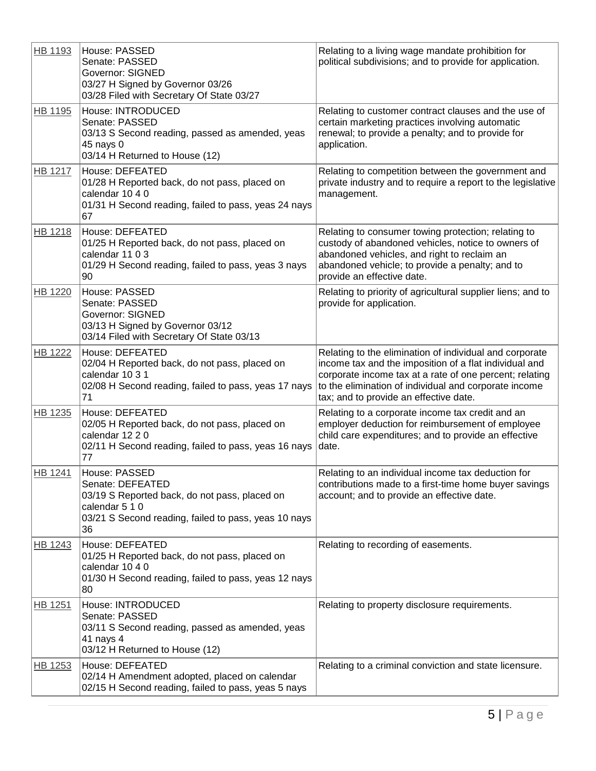| HB 1193 | House: PASSED<br>Senate: PASSED<br>Governor: SIGNED<br>03/27 H Signed by Governor 03/26<br>03/28 Filed with Secretary Of State 03/27 | Relating to a living wage mandate prohibition for political subdivisions; and to provide for application. |
|---|---|---|
| HB 1195 | House: INTRODUCED<br>Senate: PASSED<br>03/13 S Second reading, passed as amended, yeas 45 nays 0<br>03/14 H Returned to House (12) | Relating to customer contract clauses and the use of certain marketing practices involving automatic renewal; to provide a penalty; and to provide for application. |
| HB 1217 | House: DEFEATED<br>01/28 H Reported back, do not pass, placed on calendar 10 4 0<br>01/31 H Second reading, failed to pass, yeas 24 nays 67 | Relating to competition between the government and private industry and to require a report to the legislative management. |
| HB 1218 | House: DEFEATED<br>01/25 H Reported back, do not pass, placed on calendar 11 0 3<br>01/29 H Second reading, failed to pass, yeas 3 nays 90 | Relating to consumer towing protection; relating to custody of abandoned vehicles, notice to owners of abandoned vehicles, and right to reclaim an abandoned vehicle; to provide a penalty; and to provide an effective date. |
| HB 1220 | House: PASSED<br>Senate: PASSED<br>Governor: SIGNED<br>03/13 H Signed by Governor 03/12<br>03/14 Filed with Secretary Of State 03/13 | Relating to priority of agricultural supplier liens; and to provide for application. |
| HB 1222 | House: DEFEATED<br>02/04 H Reported back, do not pass, placed on calendar 10 3 1<br>02/08 H Second reading, failed to pass, yeas 17 nays 71 | Relating to the elimination of individual and corporate income tax and the imposition of a flat individual and corporate income tax at a rate of one percent; relating to the elimination of individual and corporate income tax; and to provide an effective date. |
| HB 1235 | House: DEFEATED<br>02/05 H Reported back, do not pass, placed on calendar 12 2 0<br>02/11 H Second reading, failed to pass, yeas 16 nays 77 | Relating to a corporate income tax credit and an employer deduction for reimbursement of employee child care expenditures; and to provide an effective date. |
| HB 1241 | House: PASSED<br>Senate: DEFEATED<br>03/19 S Reported back, do not pass, placed on calendar 5 1 0<br>03/21 S Second reading, failed to pass, yeas 10 nays 36 | Relating to an individual income tax deduction for contributions made to a first-time home buyer savings account; and to provide an effective date. |
| HB 1243 | House: DEFEATED<br>01/25 H Reported back, do not pass, placed on calendar 10 4 0<br>01/30 H Second reading, failed to pass, yeas 12 nays 80 | Relating to recording of easements. |
| HB 1251 | House: INTRODUCED<br>Senate: PASSED<br>03/11 S Second reading, passed as amended, yeas 41 nays 4<br>03/12 H Returned to House (12) | Relating to property disclosure requirements. |
| HB 1253 | House: DEFEATED<br>02/14 H Amendment adopted, placed on calendar<br>02/15 H Second reading, failed to pass, yeas 5 nays | Relating to a criminal conviction and state licensure. |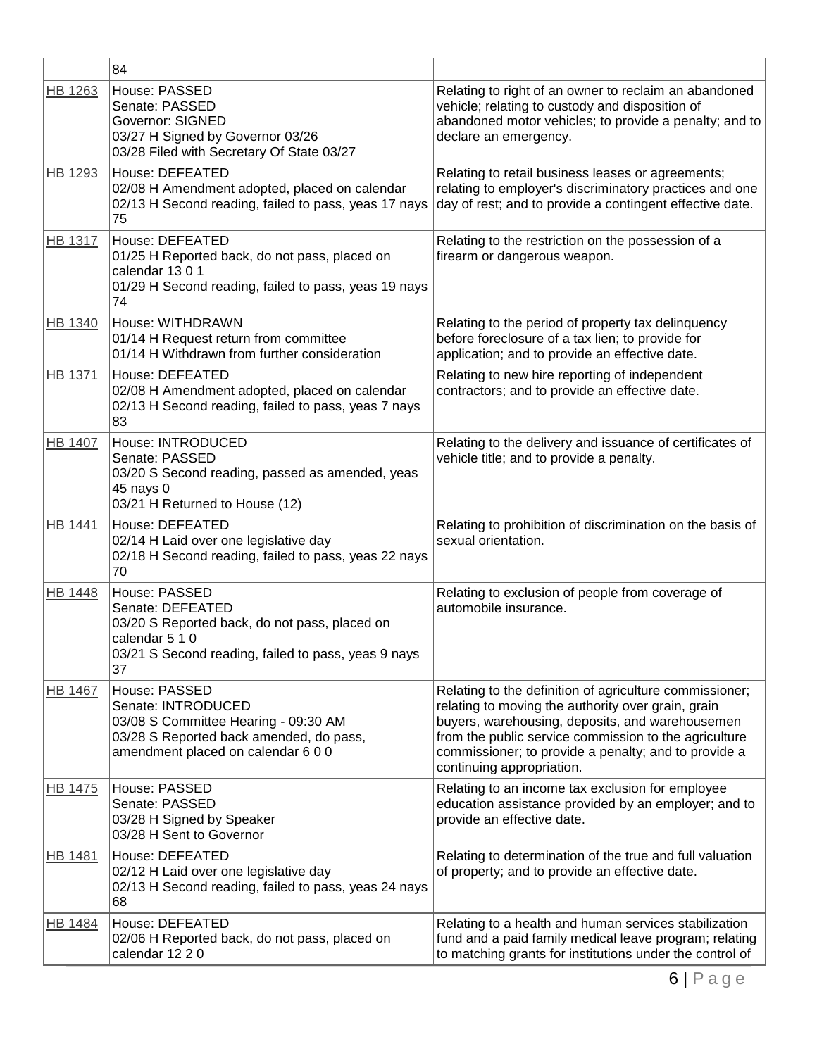| | | |
|---|---|---|
| | 84 | |
| HB 1263 | House: PASSED<br>Senate: PASSED<br>Governor: SIGNED<br>03/27 H Signed by Governor 03/26<br>03/28 Filed with Secretary Of State 03/27 | Relating to right of an owner to reclaim an abandoned vehicle; relating to custody and disposition of abandoned motor vehicles; to provide a penalty; and to declare an emergency. |
| HB 1293 | House: DEFEATED<br>02/08 H Amendment adopted, placed on calendar<br>02/13 H Second reading, failed to pass, yeas 17 nays 75 | Relating to retail business leases or agreements; relating to employer's discriminatory practices and one day of rest; and to provide a contingent effective date. |
| HB 1317 | House: DEFEATED<br>01/25 H Reported back, do not pass, placed on calendar 13 0 1<br>01/29 H Second reading, failed to pass, yeas 19 nays 74 | Relating to the restriction on the possession of a firearm or dangerous weapon. |
| HB 1340 | House: WITHDRAWN<br>01/14 H Request return from committee<br>01/14 H Withdrawn from further consideration | Relating to the period of property tax delinquency before foreclosure of a tax lien; to provide for application; and to provide an effective date. |
| HB 1371 | House: DEFEATED<br>02/08 H Amendment adopted, placed on calendar<br>02/13 H Second reading, failed to pass, yeas 7 nays 83 | Relating to new hire reporting of independent contractors; and to provide an effective date. |
| HB 1407 | House: INTRODUCED<br>Senate: PASSED<br>03/20 S Second reading, passed as amended, yeas 45 nays 0<br>03/21 H Returned to House (12) | Relating to the delivery and issuance of certificates of vehicle title; and to provide a penalty. |
| HB 1441 | House: DEFEATED<br>02/14 H Laid over one legislative day<br>02/18 H Second reading, failed to pass, yeas 22 nays 70 | Relating to prohibition of discrimination on the basis of sexual orientation. |
| HB 1448 | House: PASSED<br>Senate: DEFEATED<br>03/20 S Reported back, do not pass, placed on calendar 5 1 0<br>03/21 S Second reading, failed to pass, yeas 9 nays 37 | Relating to exclusion of people from coverage of automobile insurance. |
| HB 1467 | House: PASSED<br>Senate: INTRODUCED<br>03/08 S Committee Hearing - 09:30 AM<br>03/28 S Reported back amended, do pass, amendment placed on calendar 6 0 0 | Relating to the definition of agriculture commissioner; relating to moving the authority over grain, grain buyers, warehousing, deposits, and warehousemen from the public service commission to the agriculture commissioner; to provide a penalty; and to provide a continuing appropriation. |
| HB 1475 | House: PASSED<br>Senate: PASSED<br>03/28 H Signed by Speaker<br>03/28 H Sent to Governor | Relating to an income tax exclusion for employee education assistance provided by an employer; and to provide an effective date. |
| HB 1481 | House: DEFEATED<br>02/12 H Laid over one legislative day<br>02/13 H Second reading, failed to pass, yeas 24 nays 68 | Relating to determination of the true and full valuation of property; and to provide an effective date. |
| HB 1484 | House: DEFEATED<br>02/06 H Reported back, do not pass, placed on calendar 12 2 0 | Relating to a health and human services stabilization fund and a paid family medical leave program; relating to matching grants for institutions under the control of |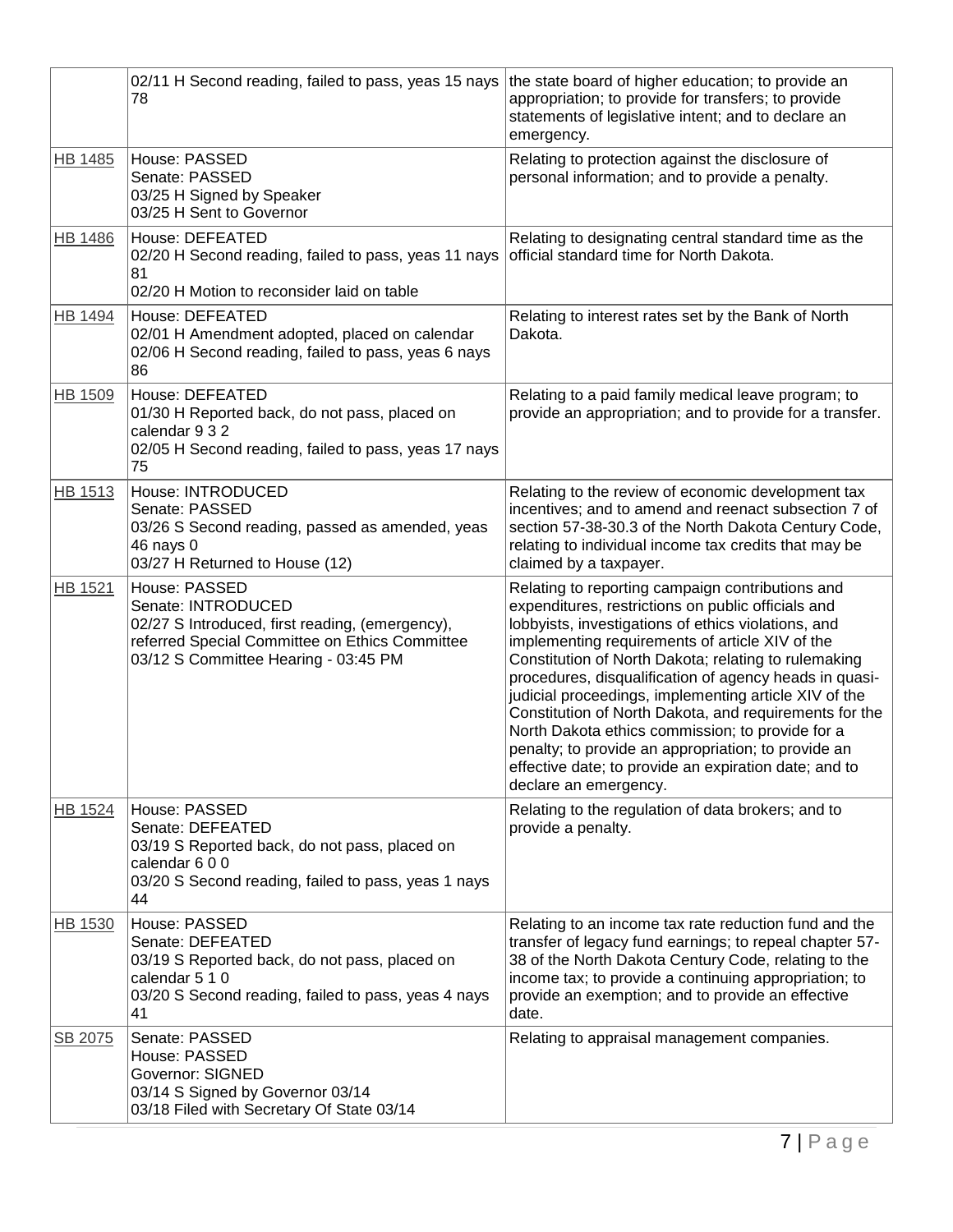| | | |
|---|---|---|
| | 02/11 H Second reading, failed to pass, yeas 15 nays 78 | the state board of higher education; to provide an appropriation; to provide for transfers; to provide statements of legislative intent; and to declare an emergency. |
| HB 1485 | House: PASSED<br>Senate: PASSED<br>03/25 H Signed by Speaker<br>03/25 H Sent to Governor | Relating to protection against the disclosure of personal information; and to provide a penalty. |
| HB 1486 | House: DEFEATED<br>02/20 H Second reading, failed to pass, yeas 11 nays 81<br>02/20 H Motion to reconsider laid on table | Relating to designating central standard time as the official standard time for North Dakota. |
| HB 1494 | House: DEFEATED<br>02/01 H Amendment adopted, placed on calendar<br>02/06 H Second reading, failed to pass, yeas 6 nays 86 | Relating to interest rates set by the Bank of North Dakota. |
| HB 1509 | House: DEFEATED<br>01/30 H Reported back, do not pass, placed on calendar 9 3 2<br>02/05 H Second reading, failed to pass, yeas 17 nays 75 | Relating to a paid family medical leave program; to provide an appropriation; and to provide for a transfer. |
| HB 1513 | House: INTRODUCED<br>Senate: PASSED<br>03/26 S Second reading, passed as amended, yeas 46 nays 0<br>03/27 H Returned to House (12) | Relating to the review of economic development tax incentives; and to amend and reenact subsection 7 of section 57-38-30.3 of the North Dakota Century Code, relating to individual income tax credits that may be claimed by a taxpayer. |
| HB 1521 | House: PASSED<br>Senate: INTRODUCED<br>02/27 S Introduced, first reading, (emergency), referred Special Committee on Ethics Committee<br>03/12 S Committee Hearing - 03:45 PM | Relating to reporting campaign contributions and expenditures, restrictions on public officials and lobbyists, investigations of ethics violations, and implementing requirements of article XIV of the Constitution of North Dakota; relating to rulemaking procedures, disqualification of agency heads in quasi-judicial proceedings, implementing article XIV of the Constitution of North Dakota, and requirements for the North Dakota ethics commission; to provide for a penalty; to provide an appropriation; to provide an effective date; to provide an expiration date; and to declare an emergency. |
| HB 1524 | House: PASSED<br>Senate: DEFEATED<br>03/19 S Reported back, do not pass, placed on calendar 6 0 0<br>03/20 S Second reading, failed to pass, yeas 1 nays 44 | Relating to the regulation of data brokers; and to provide a penalty. |
| HB 1530 | House: PASSED<br>Senate: DEFEATED<br>03/19 S Reported back, do not pass, placed on calendar 5 1 0<br>03/20 S Second reading, failed to pass, yeas 4 nays 41 | Relating to an income tax rate reduction fund and the transfer of legacy fund earnings; to repeal chapter 57-38 of the North Dakota Century Code, relating to the income tax; to provide a continuing appropriation; to provide an exemption; and to provide an effective date. |
| SB 2075 | Senate: PASSED<br>House: PASSED<br>Governor: SIGNED<br>03/14 S Signed by Governor 03/14<br>03/18 Filed with Secretary Of State 03/14 | Relating to appraisal management companies. |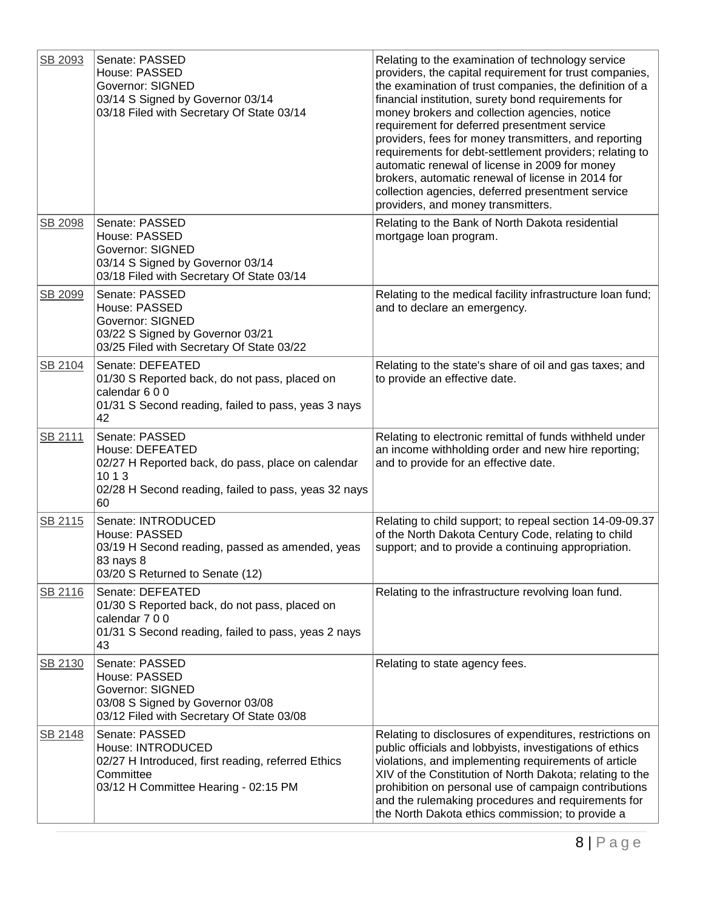| | | |
|---|---|---|
| SB 2093 | Senate: PASSED<br>House: PASSED<br>Governor: SIGNED<br>03/14 S Signed by Governor 03/14<br>03/18 Filed with Secretary Of State 03/14 | Relating to the examination of technology service providers, the capital requirement for trust companies, the examination of trust companies, the definition of a financial institution, surety bond requirements for money brokers and collection agencies, notice requirement for deferred presentment service providers, fees for money transmitters, and reporting requirements for debt-settlement providers; relating to automatic renewal of license in 2009 for money brokers, automatic renewal of license in 2014 for collection agencies, deferred presentment service providers, and money transmitters. |
| SB 2098 | Senate: PASSED<br>House: PASSED<br>Governor: SIGNED<br>03/14 S Signed by Governor 03/14<br>03/18 Filed with Secretary Of State 03/14 | Relating to the Bank of North Dakota residential mortgage loan program. |
| SB 2099 | Senate: PASSED<br>House: PASSED<br>Governor: SIGNED<br>03/22 S Signed by Governor 03/21<br>03/25 Filed with Secretary Of State 03/22 | Relating to the medical facility infrastructure loan fund; and to declare an emergency. |
| SB 2104 | Senate: DEFEATED<br>01/30 S Reported back, do not pass, placed on calendar 6 0 0<br>01/31 S Second reading, failed to pass, yeas 3 nays 42 | Relating to the state's share of oil and gas taxes; and to provide an effective date. |
| SB 2111 | Senate: PASSED<br>House: DEFEATED<br>02/27 H Reported back, do pass, place on calendar 10 1 3<br>02/28 H Second reading, failed to pass, yeas 32 nays 60 | Relating to electronic remittal of funds withheld under an income withholding order and new hire reporting; and to provide for an effective date. |
| SB 2115 | Senate: INTRODUCED<br>House: PASSED<br>03/19 H Second reading, passed as amended, yeas 83 nays 8<br>03/20 S Returned to Senate (12) | Relating to child support; to repeal section 14-09-09.37 of the North Dakota Century Code, relating to child support; and to provide a continuing appropriation. |
| SB 2116 | Senate: DEFEATED<br>01/30 S Reported back, do not pass, placed on calendar 7 0 0<br>01/31 S Second reading, failed to pass, yeas 2 nays 43 | Relating to the infrastructure revolving loan fund. |
| SB 2130 | Senate: PASSED<br>House: PASSED<br>Governor: SIGNED<br>03/08 S Signed by Governor 03/08<br>03/12 Filed with Secretary Of State 03/08 | Relating to state agency fees. |
| SB 2148 | Senate: PASSED<br>House: INTRODUCED<br>02/27 H Introduced, first reading, referred Ethics Committee<br>03/12 H Committee Hearing - 02:15 PM | Relating to disclosures of expenditures, restrictions on public officials and lobbyists, investigations of ethics violations, and implementing requirements of article XIV of the Constitution of North Dakota; relating to the prohibition on personal use of campaign contributions and the rulemaking procedures and requirements for the North Dakota ethics commission; to provide a |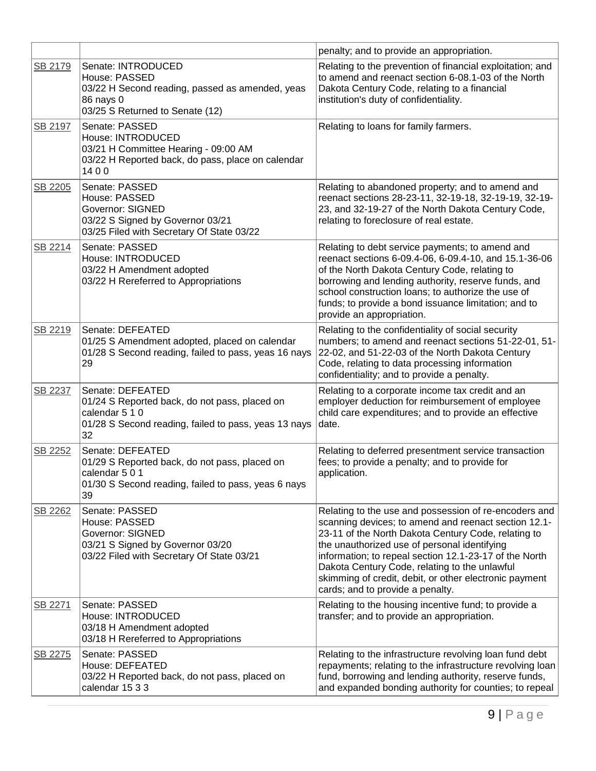| | | |
|---|---|---|
| | | penalty; and to provide an appropriation. |
| SB 2179 | Senate: INTRODUCED<br>House: PASSED<br>03/22 H Second reading, passed as amended, yeas 86 nays 0<br>03/25 S Returned to Senate (12) | Relating to the prevention of financial exploitation; and to amend and reenact section 6-08.1-03 of the North Dakota Century Code, relating to a financial institution's duty of confidentiality. |
| SB 2197 | Senate: PASSED<br>House: INTRODUCED<br>03/21 H Committee Hearing - 09:00 AM<br>03/22 H Reported back, do pass, place on calendar 14 0 0 | Relating to loans for family farmers. |
| SB 2205 | Senate: PASSED<br>House: PASSED<br>Governor: SIGNED<br>03/22 S Signed by Governor 03/21<br>03/25 Filed with Secretary Of State 03/22 | Relating to abandoned property; and to amend and reenact sections 28-23-11, 32-19-18, 32-19-19, 32-19-23, and 32-19-27 of the North Dakota Century Code, relating to foreclosure of real estate. |
| SB 2214 | Senate: PASSED<br>House: INTRODUCED<br>03/22 H Amendment adopted<br>03/22 H Rereferred to Appropriations | Relating to debt service payments; to amend and reenact sections 6-09.4-06, 6-09.4-10, and 15.1-36-06 of the North Dakota Century Code, relating to borrowing and lending authority, reserve funds, and school construction loans; to authorize the use of funds; to provide a bond issuance limitation; and to provide an appropriation. |
| SB 2219 | Senate: DEFEATED<br>01/25 S Amendment adopted, placed on calendar<br>01/28 S Second reading, failed to pass, yeas 16 nays 29 | Relating to the confidentiality of social security numbers; to amend and reenact sections 51-22-01, 51-22-02, and 51-22-03 of the North Dakota Century Code, relating to data processing information confidentiality; and to provide a penalty. |
| SB 2237 | Senate: DEFEATED<br>01/24 S Reported back, do not pass, placed on calendar 5 1 0<br>01/28 S Second reading, failed to pass, yeas 13 nays 32 | Relating to a corporate income tax credit and an employer deduction for reimbursement of employee child care expenditures; and to provide an effective date. |
| SB 2252 | Senate: DEFEATED<br>01/29 S Reported back, do not pass, placed on calendar 5 0 1<br>01/30 S Second reading, failed to pass, yeas 6 nays 39 | Relating to deferred presentment service transaction fees; to provide a penalty; and to provide for application. |
| SB 2262 | Senate: PASSED<br>House: PASSED<br>Governor: SIGNED<br>03/21 S Signed by Governor 03/20<br>03/22 Filed with Secretary Of State 03/21 | Relating to the use and possession of re-encoders and scanning devices; to amend and reenact section 12.1-23-11 of the North Dakota Century Code, relating to the unauthorized use of personal identifying information; to repeal section 12.1-23-17 of the North Dakota Century Code, relating to the unlawful skimming of credit, debit, or other electronic payment cards; and to provide a penalty. |
| SB 2271 | Senate: PASSED<br>House: INTRODUCED<br>03/18 H Amendment adopted<br>03/18 H Rereferred to Appropriations | Relating to the housing incentive fund; to provide a transfer; and to provide an appropriation. |
| SB 2275 | Senate: PASSED<br>House: DEFEATED<br>03/22 H Reported back, do not pass, placed on calendar 15 3 3 | Relating to the infrastructure revolving loan fund debt repayments; relating to the infrastructure revolving loan fund, borrowing and lending authority, reserve funds, and expanded bonding authority for counties; to repeal |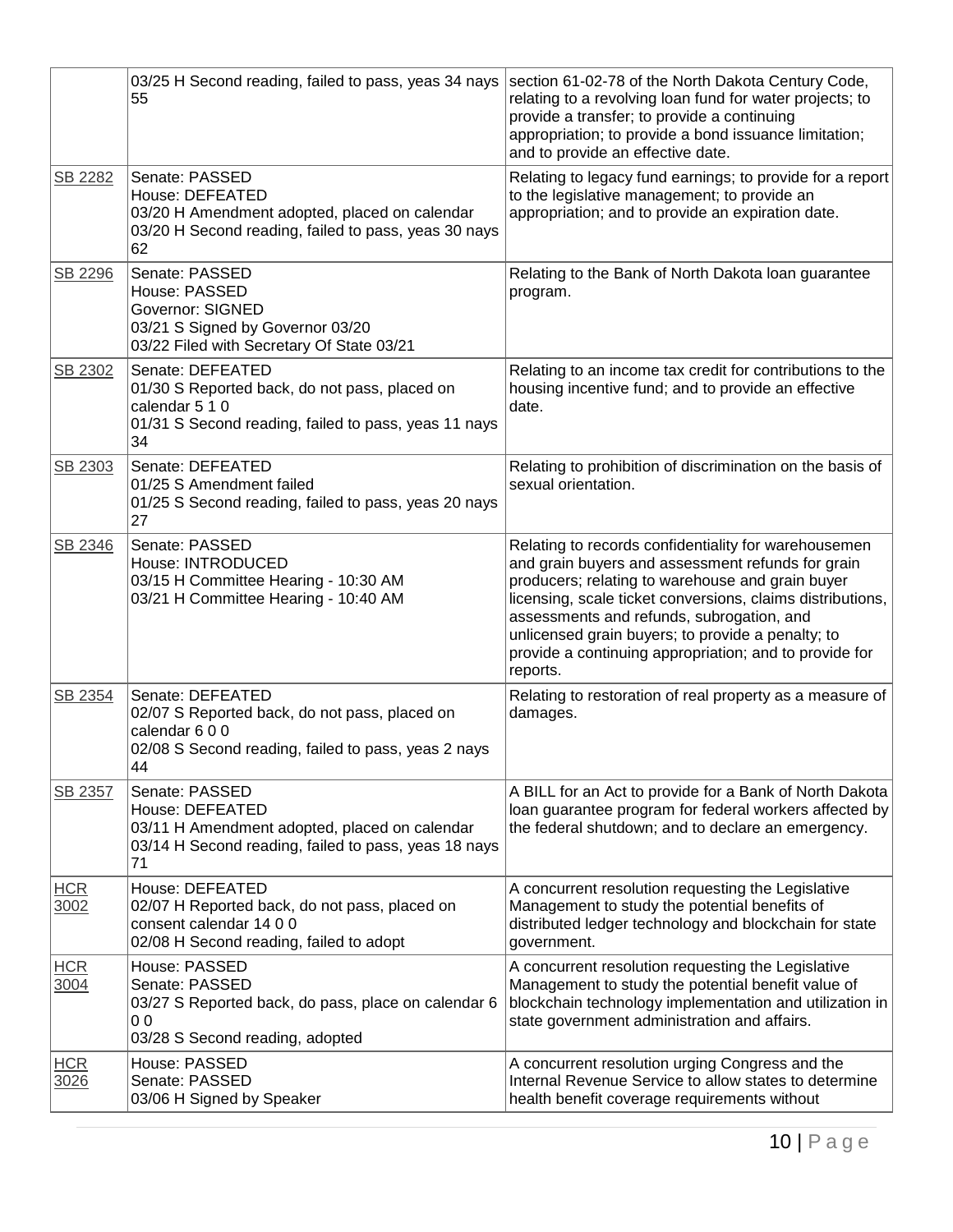| | | |
|---|---|---|
| | 03/25 H Second reading, failed to pass, yeas 34 nays 55 | section 61-02-78 of the North Dakota Century Code, relating to a revolving loan fund for water projects; to provide a transfer; to provide a continuing appropriation; to provide a bond issuance limitation; and to provide an effective date. |
| SB 2282 | Senate: PASSED<br>House: DEFEATED<br>03/20 H Amendment adopted, placed on calendar<br>03/20 H Second reading, failed to pass, yeas 30 nays 62 | Relating to legacy fund earnings; to provide for a report to the legislative management; to provide an appropriation; and to provide an expiration date. |
| SB 2296 | Senate: PASSED<br>House: PASSED<br>Governor: SIGNED<br>03/21 S Signed by Governor 03/20<br>03/22 Filed with Secretary Of State 03/21 | Relating to the Bank of North Dakota loan guarantee program. |
| SB 2302 | Senate: DEFEATED<br>01/30 S Reported back, do not pass, placed on calendar 5 1 0<br>01/31 S Second reading, failed to pass, yeas 11 nays 34 | Relating to an income tax credit for contributions to the housing incentive fund; and to provide an effective date. |
| SB 2303 | Senate: DEFEATED<br>01/25 S Amendment failed<br>01/25 S Second reading, failed to pass, yeas 20 nays 27 | Relating to prohibition of discrimination on the basis of sexual orientation. |
| SB 2346 | Senate: PASSED<br>House: INTRODUCED<br>03/15 H Committee Hearing - 10:30 AM<br>03/21 H Committee Hearing - 10:40 AM | Relating to records confidentiality for warehousemen and grain buyers and assessment refunds for grain producers; relating to warehouse and grain buyer licensing, scale ticket conversions, claims distributions, assessments and refunds, subrogation, and unlicensed grain buyers; to provide a penalty; to provide a continuing appropriation; and to provide for reports. |
| SB 2354 | Senate: DEFEATED<br>02/07 S Reported back, do not pass, placed on calendar 6 0 0<br>02/08 S Second reading, failed to pass, yeas 2 nays 44 | Relating to restoration of real property as a measure of damages. |
| SB 2357 | Senate: PASSED<br>House: DEFEATED<br>03/11 H Amendment adopted, placed on calendar<br>03/14 H Second reading, failed to pass, yeas 18 nays 71 | A BILL for an Act to provide for a Bank of North Dakota loan guarantee program for federal workers affected by the federal shutdown; and to declare an emergency. |
| HCR 3002 | House: DEFEATED<br>02/07 H Reported back, do not pass, placed on consent calendar 14 0 0<br>02/08 H Second reading, failed to adopt | A concurrent resolution requesting the Legislative Management to study the potential benefits of distributed ledger technology and blockchain for state government. |
| HCR 3004 | House: PASSED<br>Senate: PASSED<br>03/27 S Reported back, do pass, place on calendar 6 0 0<br>03/28 S Second reading, adopted | A concurrent resolution requesting the Legislative Management to study the potential benefit value of blockchain technology implementation and utilization in state government administration and affairs. |
| HCR 3026 | House: PASSED<br>Senate: PASSED<br>03/06 H Signed by Speaker | A concurrent resolution urging Congress and the Internal Revenue Service to allow states to determine health benefit coverage requirements without |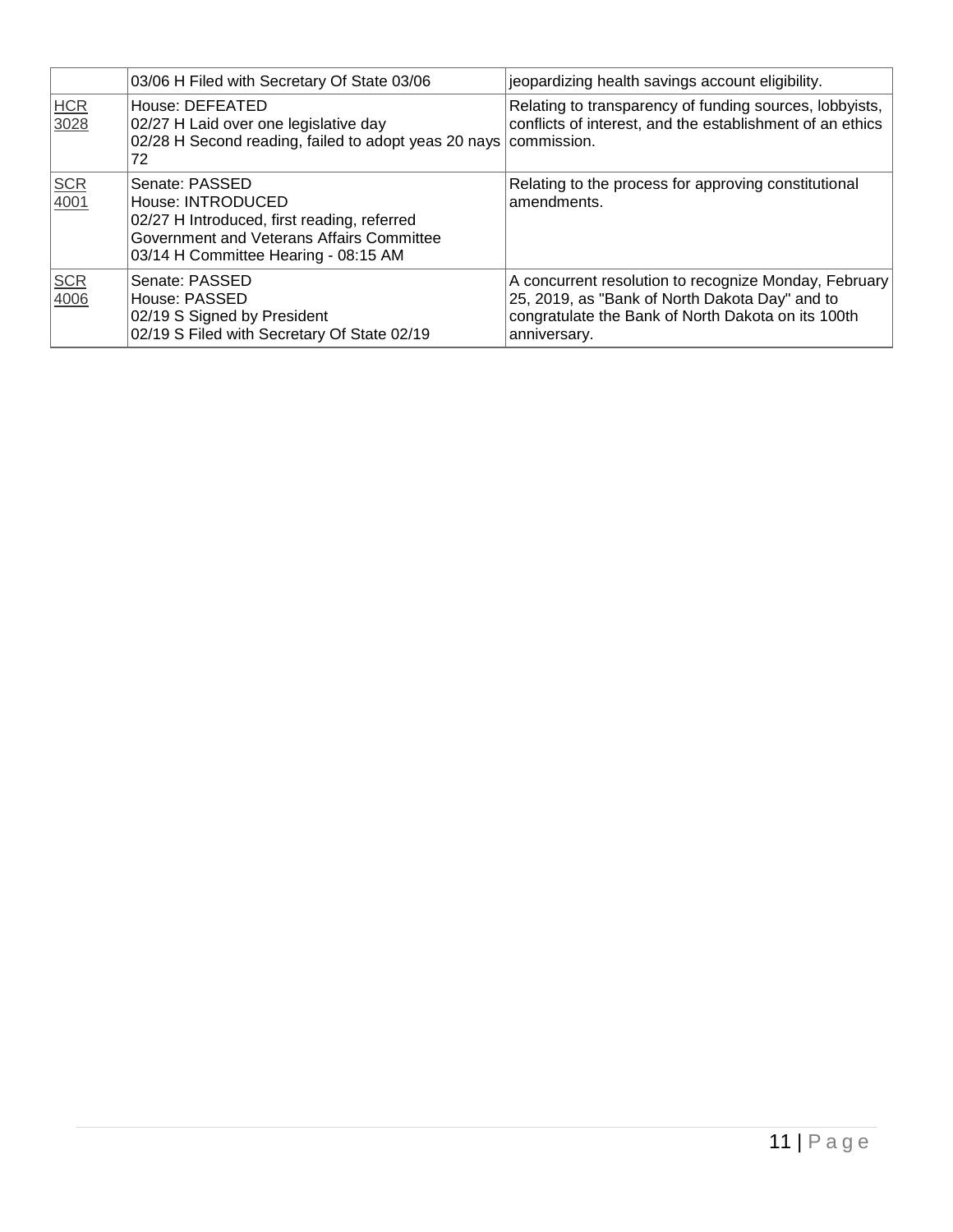| | | |
|---|---|---|
| | 03/06 H Filed with Secretary Of State 03/06 | jeopardizing health savings account eligibility. |
| HCR 3028 | House: DEFEATED<br>02/27 H Laid over one legislative day<br>02/28 H Second reading, failed to adopt yeas 20 nays 72 | Relating to transparency of funding sources, lobbyists, conflicts of interest, and the establishment of an ethics commission. |
| SCR 4001 | Senate: PASSED<br>House: INTRODUCED<br>02/27 H Introduced, first reading, referred Government and Veterans Affairs Committee<br>03/14 H Committee Hearing - 08:15 AM | Relating to the process for approving constitutional amendments. |
| SCR 4006 | Senate: PASSED<br>House: PASSED<br>02/19 S Signed by President<br>02/19 S Filed with Secretary Of State 02/19 | A concurrent resolution to recognize Monday, February 25, 2019, as "Bank of North Dakota Day" and to congratulate the Bank of North Dakota on its 100th anniversary. |